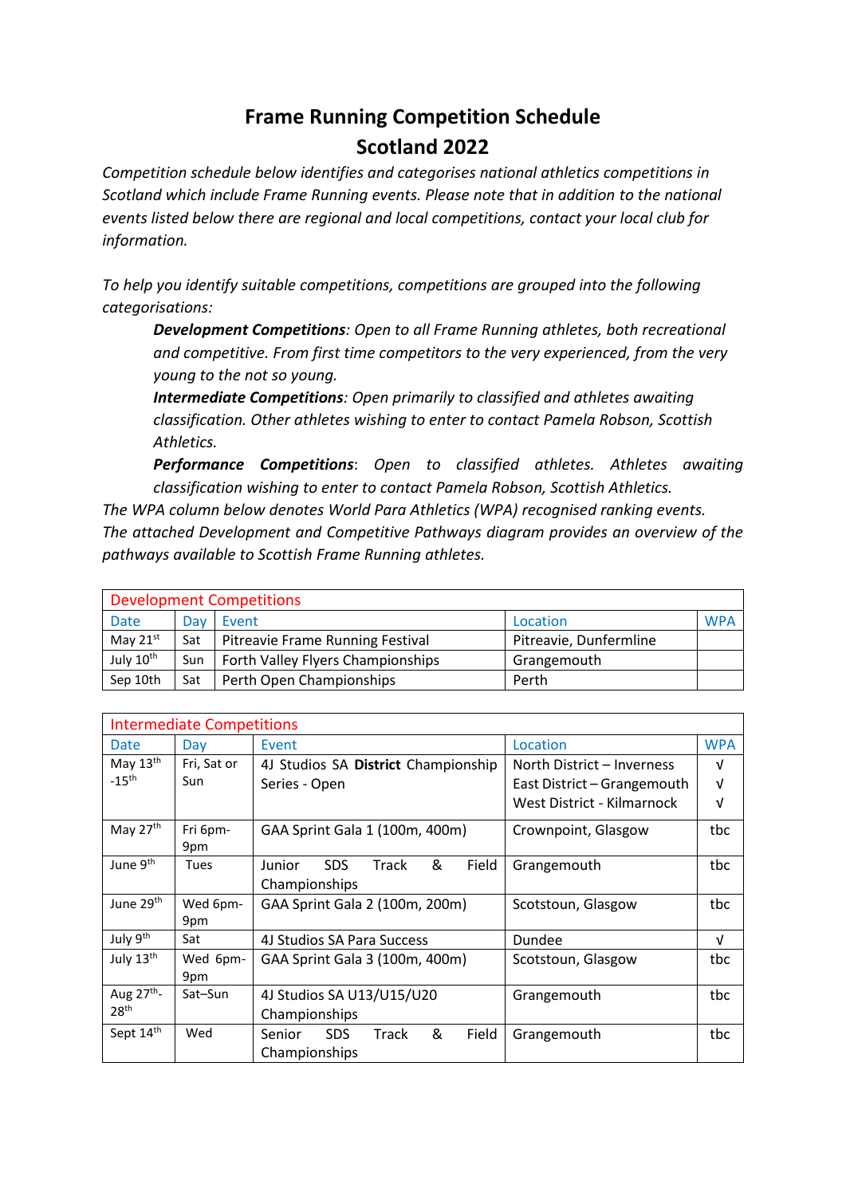# Frame Running Competition Schedule
# Scotland 2022

*Competition schedule below identifies and categorises national athletics competitions in Scotland which include Frame Running events. Please note that in addition to the national events listed below there are regional and local competitions, contact your local club for information.*

*To help you identify suitable competitions, competitions are grouped into the following categorisations:*

> ***Development Competitions**: Open to all Frame Running athletes, both recreational and competitive. From first time competitors to the very experienced, from the very young to the not so young.*
>
> ***Intermediate Competitions**: Open primarily to classified and athletes awaiting classification. Other athletes wishing to enter to contact Pamela Robson, Scottish Athletics.*
>
> ***Performance Competitions**: Open to classified athletes. Athletes awaiting classification wishing to enter to contact Pamela Robson, Scottish Athletics.*

*The WPA column below denotes World Para Athletics (WPA) recognised ranking events.*

*The attached Development and Competitive Pathways diagram provides an overview of the pathways available to Scottish Frame Running athletes.*

| Development Competitions | | | | |
|---|---|---|---|---|
| Date | Day | Event | Location | WPA |
| May 21st | Sat | Pitreavie Frame Running Festival | Pitreavie, Dunfermline | |
| July 10th | Sun | Forth Valley Flyers Championships | Grangemouth | |
| Sep 10th | Sat | Perth Open Championships | Perth | |

| Intermediate Competitions | | | | |
|---|---|---|---|---|
| Date | Day | Event | Location | WPA |
| May 13th -15th | Fri, Sat or Sun | 4J Studios SA **District** Championship Series - Open | North District – Inverness<br>East District – Grangemouth<br>West District - Kilmarnock | √<br>√<br>√ |
| May 27th | Fri 6pm-9pm | GAA Sprint Gala 1 (100m, 400m) | Crownpoint, Glasgow | tbc |
| June 9th | Tues | Junior SDS Track & Field Championships | Grangemouth | tbc |
| June 29th | Wed 6pm-9pm | GAA Sprint Gala 2 (100m, 200m) | Scotstoun, Glasgow | tbc |
| July 9th | Sat | 4J Studios SA Para Success | Dundee | √ |
| July 13th | Wed 6pm-9pm | GAA Sprint Gala 3 (100m, 400m) | Scotstoun, Glasgow | tbc |
| Aug 27th-28th | Sat–Sun | 4J Studios SA U13/U15/U20 Championships | Grangemouth | tbc |
| Sept 14th | Wed | Senior SDS Track & Field Championships | Grangemouth | tbc |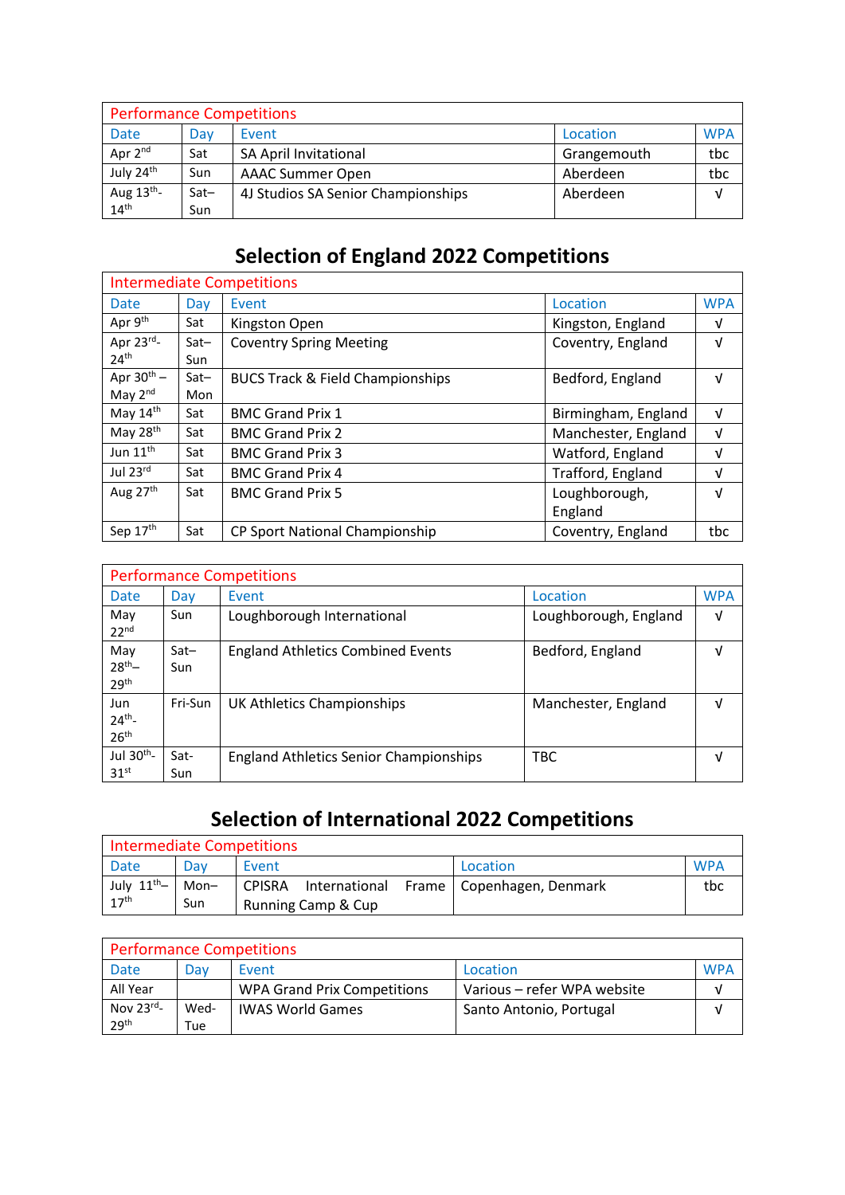| Performance Competitions | | | | |
|---|---|---|---|---|
| Date | Day | Event | Location | WPA |
| Apr 2nd | Sat | SA April Invitational | Grangemouth | tbc |
| July 24th | Sun | AAAC Summer Open | Aberdeen | tbc |
| Aug 13th-14th | Sat–Sun | 4J Studios SA Senior Championships | Aberdeen | √ |

## Selection of England 2022 Competitions

| Intermediate Competitions | | | | |
|---|---|---|---|---|
| Date | Day | Event | Location | WPA |
| Apr 9th | Sat | Kingston Open | Kingston, England | √ |
| Apr 23rd-24th | Sat–Sun | Coventry Spring Meeting | Coventry, England | √ |
| Apr 30th – May 2nd | Sat–Mon | BUCS Track & Field Championships | Bedford, England | √ |
| May 14th | Sat | BMC Grand Prix 1 | Birmingham, England | √ |
| May 28th | Sat | BMC Grand Prix 2 | Manchester, England | √ |
| Jun 11th | Sat | BMC Grand Prix 3 | Watford, England | √ |
| Jul 23rd | Sat | BMC Grand Prix 4 | Trafford, England | √ |
| Aug 27th | Sat | BMC Grand Prix 5 | Loughborough, England | √ |
| Sep 17th | Sat | CP Sport National Championship | Coventry, England | tbc |

| Performance Competitions | | | | |
|---|---|---|---|---|
| Date | Day | Event | Location | WPA |
| May 22nd | Sun | Loughborough International | Loughborough, England | √ |
| May 28th–29th | Sat–Sun | England Athletics Combined Events | Bedford, England | √ |
| Jun 24th-26th | Fri-Sun | UK Athletics Championships | Manchester, England | √ |
| Jul 30th-31st | Sat-Sun | England Athletics Senior Championships | TBC | √ |

## Selection of International 2022 Competitions

| Intermediate Competitions | | | | |
|---|---|---|---|---|
| Date | Day | Event | Location | WPA |
| July 11th–17th | Mon–Sun | CPISRA International Frame Running Camp & Cup | Copenhagen, Denmark | tbc |

| Performance Competitions | | | | |
|---|---|---|---|---|
| Date | Day | Event | Location | WPA |
| All Year | | WPA Grand Prix Competitions | Various – refer WPA website | √ |
| Nov 23rd-29th | Wed-Tue | IWAS World Games | Santo Antonio, Portugal | √ |